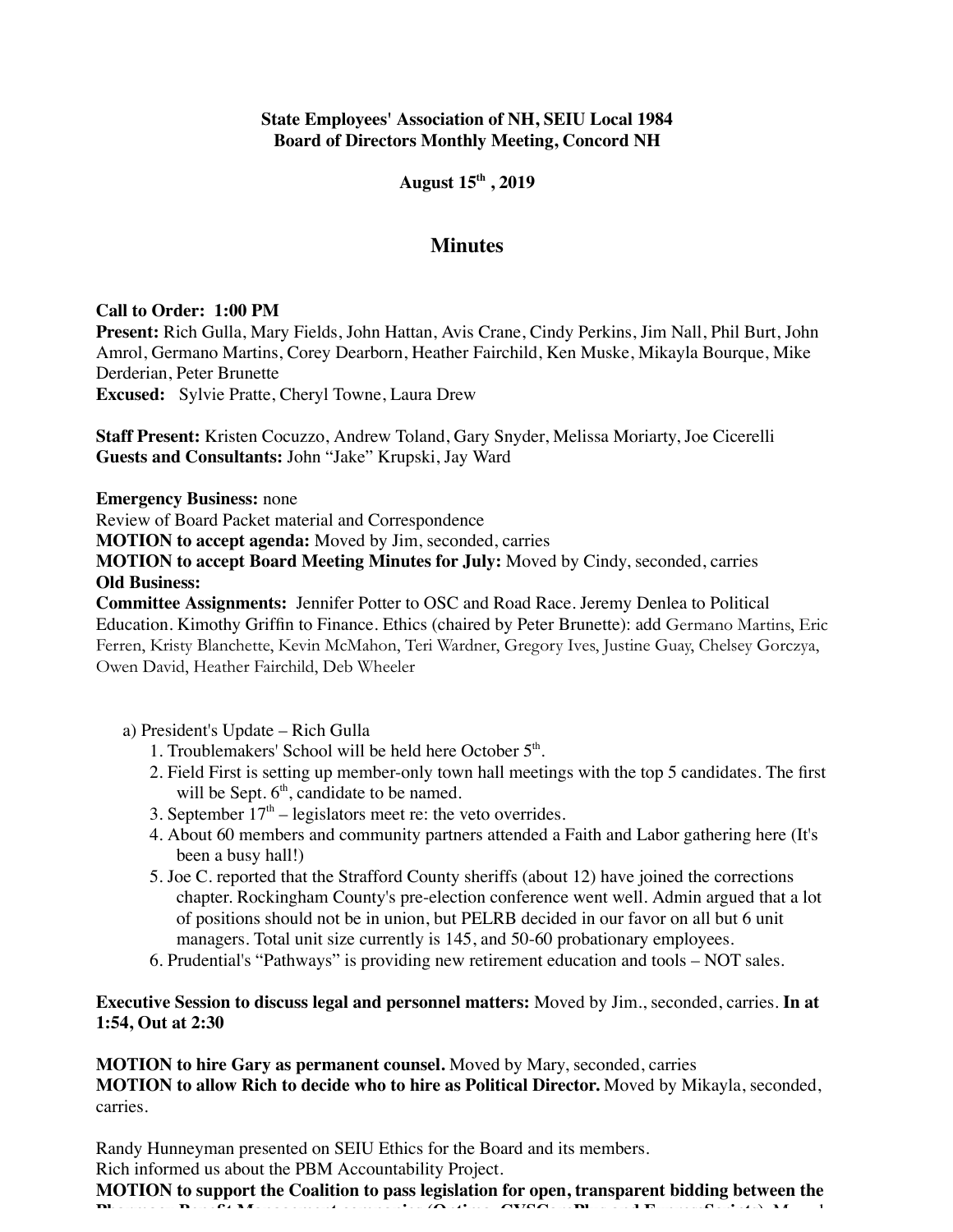**State Employees' Association of NH, SEIU Local 1984**
**Board of Directors Monthly Meeting, Concord NH**

**August 15th , 2019**

## Minutes

**Call to Order: 1:00 PM**
**Present:** Rich Gulla, Mary Fields, John Hattan, Avis Crane, Cindy Perkins, Jim Nall, Phil Burt, John Amrol, Germano Martins, Corey Dearborn, Heather Fairchild, Ken Muske, Mikayla Bourque, Mike Derderian, Peter Brunette
**Excused:** Sylvie Pratte, Cheryl Towne, Laura Drew

**Staff Present:** Kristen Cocuzzo, Andrew Toland, Gary Snyder, Melissa Moriarty, Joe Cicerelli
**Guests and Consultants:** John "Jake" Krupski, Jay Ward

**Emergency Business:** none
Review of Board Packet material and Correspondence
**MOTION to accept agenda:** Moved by Jim, seconded, carries
**MOTION to accept Board Meeting Minutes for July:** Moved by Cindy, seconded, carries
**Old Business:**
**Committee Assignments:** Jennifer Potter to OSC and Road Race. Jeremy Denlea to Political Education. Kimothy Griffin to Finance. Ethics (chaired by Peter Brunette): add Germano Martins, Eric Ferren, Kristy Blanchette, Kevin McMahon, Teri Wardner, Gregory Ives, Justine Guay, Chelsey Gorczya, Owen David, Heather Fairchild, Deb Wheeler

a) President's Update – Rich Gulla
1. Troublemakers' School will be held here October 5th.
2. Field First is setting up member-only town hall meetings with the top 5 candidates. The first will be Sept. 6th, candidate to be named.
3. September 17th – legislators meet re: the veto overrides.
4. About 60 members and community partners attended a Faith and Labor gathering here (It's been a busy hall!)
5. Joe C. reported that the Strafford County sheriffs (about 12) have joined the corrections chapter. Rockingham County's pre-election conference went well. Admin argued that a lot of positions should not be in union, but PELRB decided in our favor on all but 6 unit managers. Total unit size currently is 145, and 50-60 probationary employees.
6. Prudential's "Pathways" is providing new retirement education and tools – NOT sales.

**Executive Session to discuss legal and personnel matters:** Moved by Jim., seconded, carries. **In at 1:54, Out at 2:30**

**MOTION to hire Gary as permanent counsel.** Moved by Mary, seconded, carries
**MOTION to allow Rich to decide who to hire as Political Director.** Moved by Mikayla, seconded, carries.

Randy Hunneyman presented on SEIU Ethics for the Board and its members.
Rich informed us about the PBM Accountability Project.
**MOTION to support the Coalition to pass legislation for open, transparent bidding between the Pharmacy Benefit Management companies (Optum, CVSCarePlus and Express Scripts).** Moved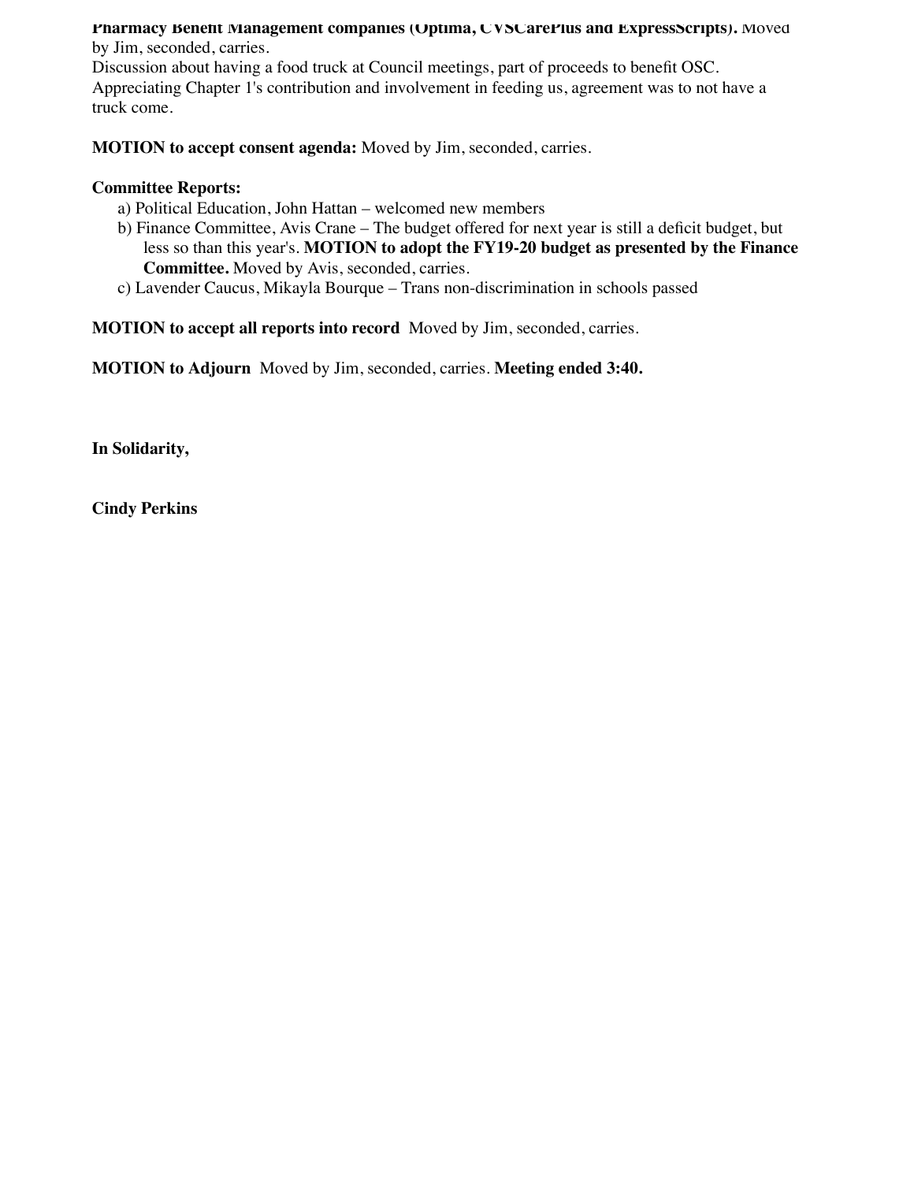**Pharmacy Benefit Management companies (Optima, CVSCarePlus and ExpressScripts).** Moved by Jim, seconded, carries.
Discussion about having a food truck at Council meetings, part of proceeds to benefit OSC. Appreciating Chapter 1's contribution and involvement in feeding us, agreement was to not have a truck come.

**MOTION to accept consent agenda:** Moved by Jim, seconded, carries.

**Committee Reports:**

a) Political Education, John Hattan – welcomed new members
b) Finance Committee, Avis Crane – The budget offered for next year is still a deficit budget, but less so than this year's. **MOTION to adopt the FY19-20 budget as presented by the Finance Committee.** Moved by Avis, seconded, carries.
c) Lavender Caucus, Mikayla Bourque – Trans non-discrimination in schools passed

**MOTION to accept all reports into record** Moved by Jim, seconded, carries.

**MOTION to Adjourn** Moved by Jim, seconded, carries. **Meeting ended 3:40.**

**In Solidarity,**

**Cindy Perkins**